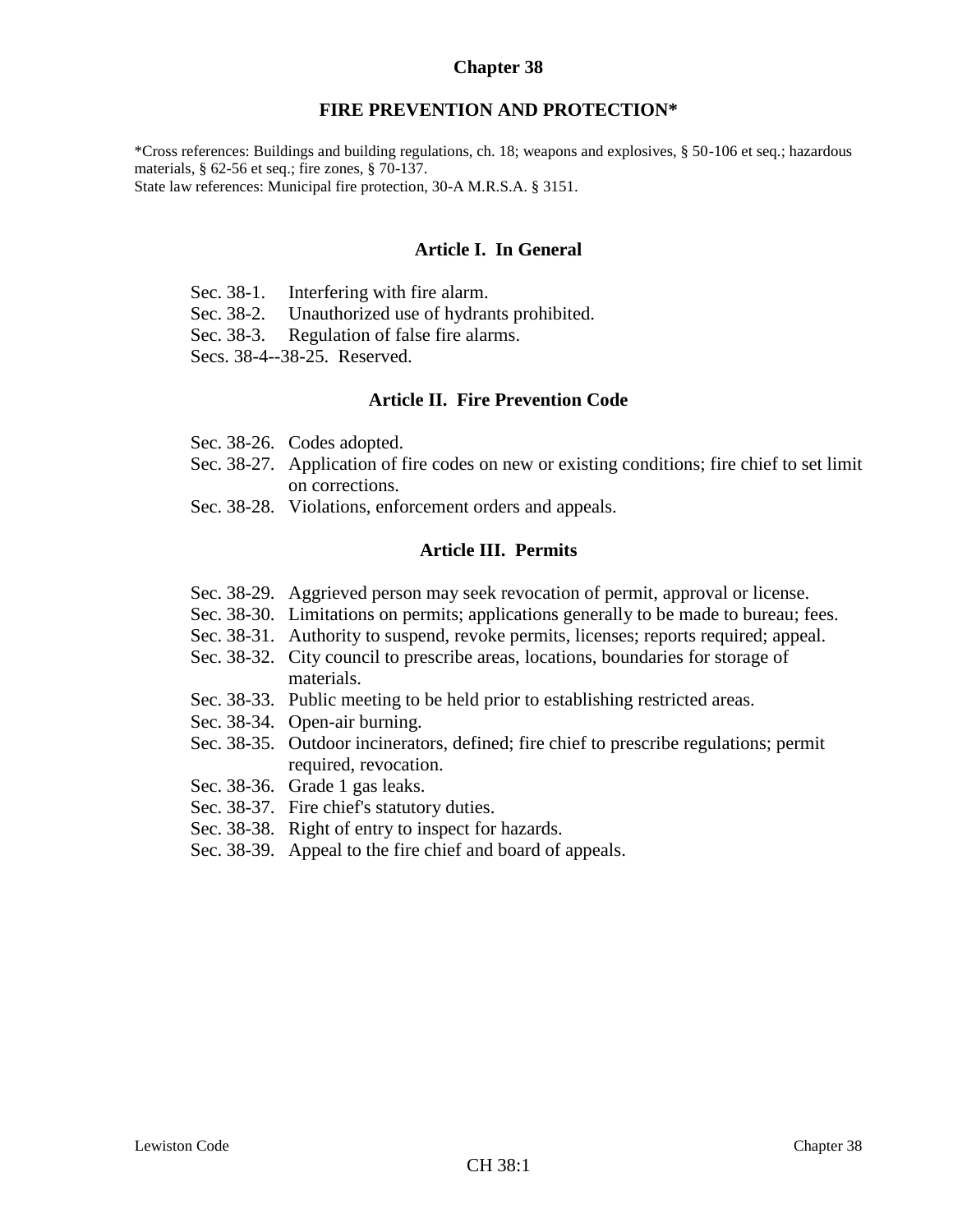# Chapter 38

## FIRE PREVENTION AND PROTECTION*

*Cross references: Buildings and building regulations, ch. 18; weapons and explosives, § 50-106 et seq.; hazardous materials, § 62-56 et seq.; fire zones, § 70-137.
State law references: Municipal fire protection, 30-A M.R.S.A. § 3151.

### Article I. In General

Sec. 38-1. Interfering with fire alarm.
Sec. 38-2. Unauthorized use of hydrants prohibited.
Sec. 38-3. Regulation of false fire alarms.
Secs. 38-4--38-25. Reserved.

### Article II. Fire Prevention Code

Sec. 38-26. Codes adopted.
Sec. 38-27. Application of fire codes on new or existing conditions; fire chief to set limit on corrections.
Sec. 38-28. Violations, enforcement orders and appeals.

### Article III. Permits

Sec. 38-29. Aggrieved person may seek revocation of permit, approval or license.
Sec. 38-30. Limitations on permits; applications generally to be made to bureau; fees.
Sec. 38-31. Authority to suspend, revoke permits, licenses; reports required; appeal.
Sec. 38-32. City council to prescribe areas, locations, boundaries for storage of materials.
Sec. 38-33. Public meeting to be held prior to establishing restricted areas.
Sec. 38-34. Open-air burning.
Sec. 38-35. Outdoor incinerators, defined; fire chief to prescribe regulations; permit required, revocation.
Sec. 38-36. Grade 1 gas leaks.
Sec. 38-37. Fire chief's statutory duties.
Sec. 38-38. Right of entry to inspect for hazards.
Sec. 38-39. Appeal to the fire chief and board of appeals.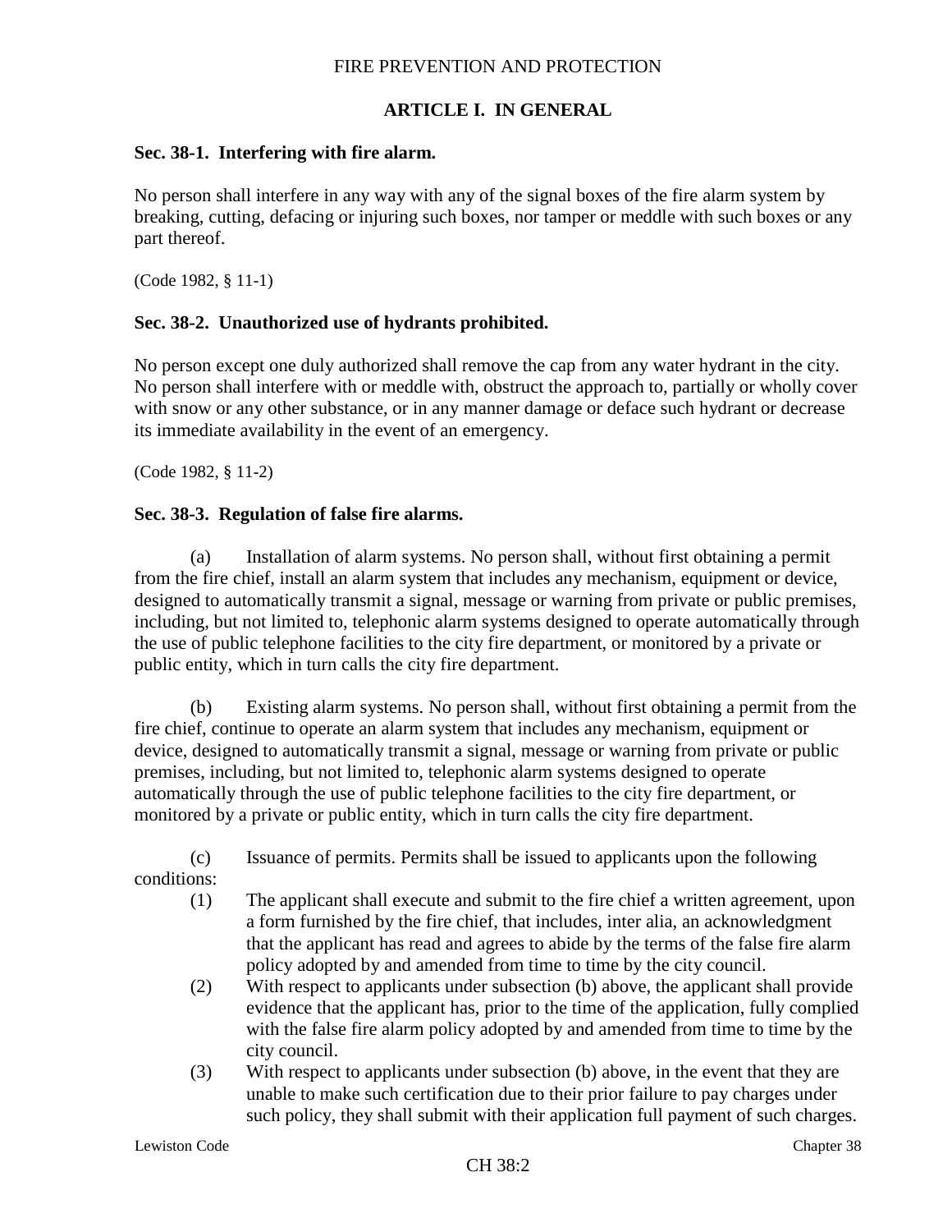# FIRE PREVENTION AND PROTECTION

## ARTICLE I. IN GENERAL

### Sec. 38-1. Interfering with fire alarm.

No person shall interfere in any way with any of the signal boxes of the fire alarm system by breaking, cutting, defacing or injuring such boxes, nor tamper or meddle with such boxes or any part thereof.

(Code 1982, § 11-1)

### Sec. 38-2. Unauthorized use of hydrants prohibited.

No person except one duly authorized shall remove the cap from any water hydrant in the city. No person shall interfere with or meddle with, obstruct the approach to, partially or wholly cover with snow or any other substance, or in any manner damage or deface such hydrant or decrease its immediate availability in the event of an emergency.

(Code 1982, § 11-2)

### Sec. 38-3. Regulation of false fire alarms.

(a) Installation of alarm systems. No person shall, without first obtaining a permit from the fire chief, install an alarm system that includes any mechanism, equipment or device, designed to automatically transmit a signal, message or warning from private or public premises, including, but not limited to, telephonic alarm systems designed to operate automatically through the use of public telephone facilities to the city fire department, or monitored by a private or public entity, which in turn calls the city fire department.

(b) Existing alarm systems. No person shall, without first obtaining a permit from the fire chief, continue to operate an alarm system that includes any mechanism, equipment or device, designed to automatically transmit a signal, message or warning from private or public premises, including, but not limited to, telephonic alarm systems designed to operate automatically through the use of public telephone facilities to the city fire department, or monitored by a private or public entity, which in turn calls the city fire department.

(c) Issuance of permits. Permits shall be issued to applicants upon the following conditions:

(1) The applicant shall execute and submit to the fire chief a written agreement, upon a form furnished by the fire chief, that includes, inter alia, an acknowledgment that the applicant has read and agrees to abide by the terms of the false fire alarm policy adopted by and amended from time to time by the city council.

(2) With respect to applicants under subsection (b) above, the applicant shall provide evidence that the applicant has, prior to the time of the application, fully complied with the false fire alarm policy adopted by and amended from time to time by the city council.

(3) With respect to applicants under subsection (b) above, in the event that they are unable to make such certification due to their prior failure to pay charges under such policy, they shall submit with their application full payment of such charges.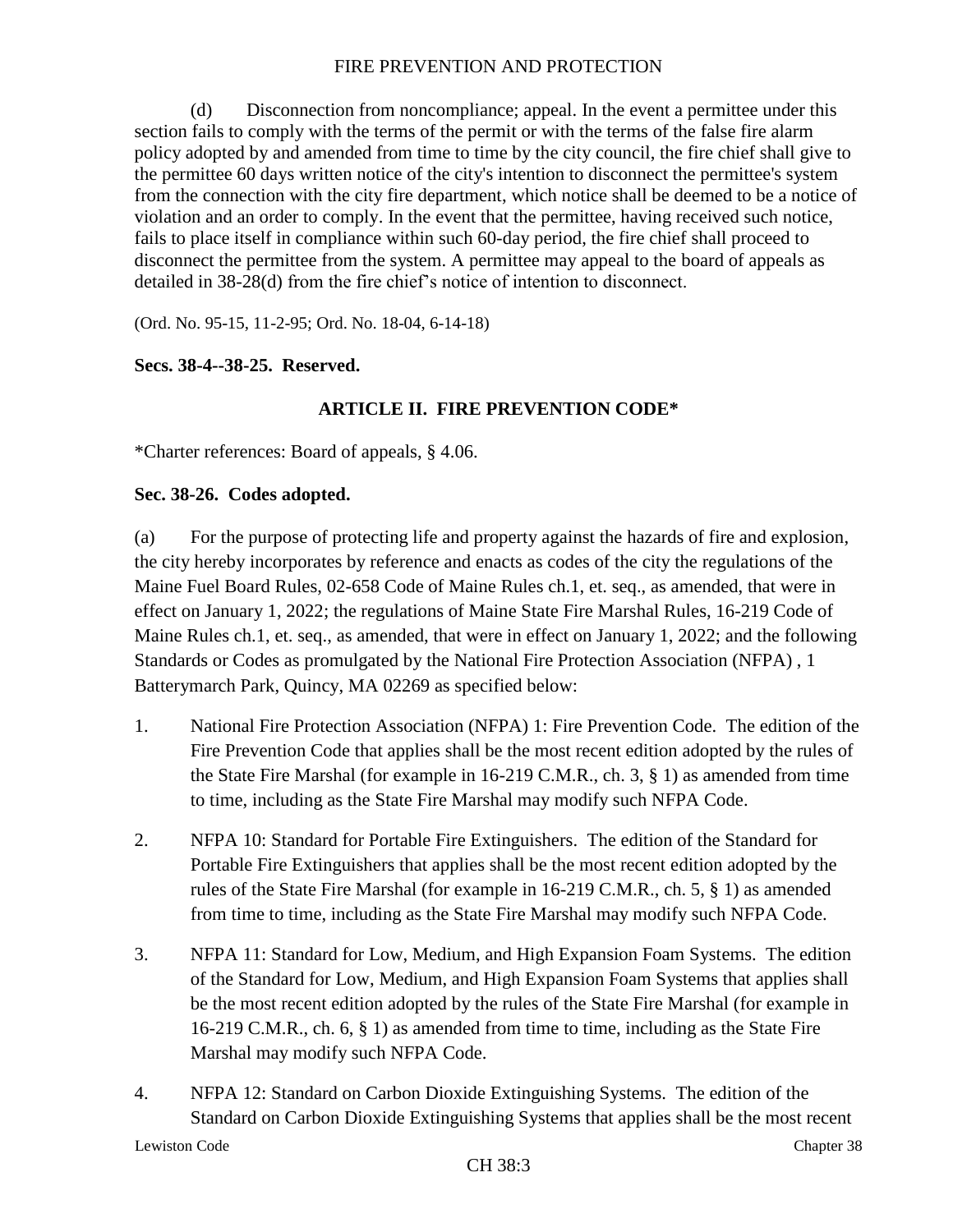(d) Disconnection from noncompliance; appeal. In the event a permittee under this section fails to comply with the terms of the permit or with the terms of the false fire alarm policy adopted by and amended from time to time by the city council, the fire chief shall give to the permittee 60 days written notice of the city's intention to disconnect the permittee's system from the connection with the city fire department, which notice shall be deemed to be a notice of violation and an order to comply. In the event that the permittee, having received such notice, fails to place itself in compliance within such 60-day period, the fire chief shall proceed to disconnect the permittee from the system. A permittee may appeal to the board of appeals as detailed in 38-28(d) from the fire chief's notice of intention to disconnect.

(Ord. No. 95-15, 11-2-95; Ord. No. 18-04, 6-14-18)

**Secs. 38-4--38-25. Reserved.**

## ARTICLE II. FIRE PREVENTION CODE*

*Charter references: Board of appeals, § 4.06.

**Sec. 38-26. Codes adopted.**

(a) For the purpose of protecting life and property against the hazards of fire and explosion, the city hereby incorporates by reference and enacts as codes of the city the regulations of the Maine Fuel Board Rules, 02-658 Code of Maine Rules ch.1, et. seq., as amended, that were in effect on January 1, 2022; the regulations of Maine State Fire Marshal Rules, 16-219 Code of Maine Rules ch.1, et. seq., as amended, that were in effect on January 1, 2022; and the following Standards or Codes as promulgated by the National Fire Protection Association (NFPA) , 1 Batterymarch Park, Quincy, MA 02269 as specified below:

1. National Fire Protection Association (NFPA) 1: Fire Prevention Code. The edition of the Fire Prevention Code that applies shall be the most recent edition adopted by the rules of the State Fire Marshal (for example in 16-219 C.M.R., ch. 3, § 1) as amended from time to time, including as the State Fire Marshal may modify such NFPA Code.

2. NFPA 10: Standard for Portable Fire Extinguishers. The edition of the Standard for Portable Fire Extinguishers that applies shall be the most recent edition adopted by the rules of the State Fire Marshal (for example in 16-219 C.M.R., ch. 5, § 1) as amended from time to time, including as the State Fire Marshal may modify such NFPA Code.

3. NFPA 11: Standard for Low, Medium, and High Expansion Foam Systems. The edition of the Standard for Low, Medium, and High Expansion Foam Systems that applies shall be the most recent edition adopted by the rules of the State Fire Marshal (for example in 16-219 C.M.R., ch. 6, § 1) as amended from time to time, including as the State Fire Marshal may modify such NFPA Code.

4. NFPA 12: Standard on Carbon Dioxide Extinguishing Systems. The edition of the Standard on Carbon Dioxide Extinguishing Systems that applies shall be the most recent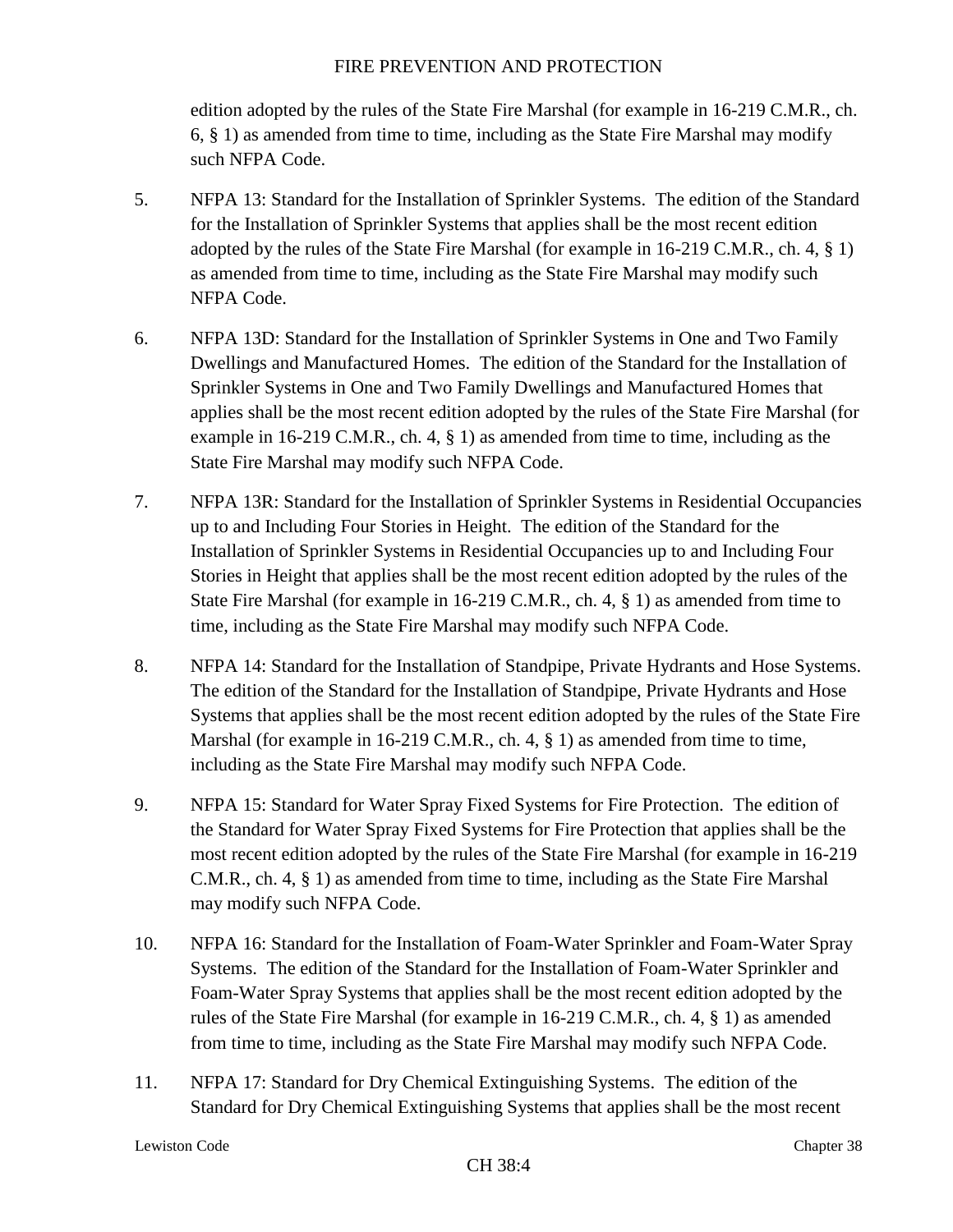edition adopted by the rules of the State Fire Marshal (for example in 16-219 C.M.R., ch. 6, § 1) as amended from time to time, including as the State Fire Marshal may modify such NFPA Code.

5. NFPA 13: Standard for the Installation of Sprinkler Systems. The edition of the Standard for the Installation of Sprinkler Systems that applies shall be the most recent edition adopted by the rules of the State Fire Marshal (for example in 16-219 C.M.R., ch. 4, § 1) as amended from time to time, including as the State Fire Marshal may modify such NFPA Code.

6. NFPA 13D: Standard for the Installation of Sprinkler Systems in One and Two Family Dwellings and Manufactured Homes. The edition of the Standard for the Installation of Sprinkler Systems in One and Two Family Dwellings and Manufactured Homes that applies shall be the most recent edition adopted by the rules of the State Fire Marshal (for example in 16-219 C.M.R., ch. 4, § 1) as amended from time to time, including as the State Fire Marshal may modify such NFPA Code.

7. NFPA 13R: Standard for the Installation of Sprinkler Systems in Residential Occupancies up to and Including Four Stories in Height. The edition of the Standard for the Installation of Sprinkler Systems in Residential Occupancies up to and Including Four Stories in Height that applies shall be the most recent edition adopted by the rules of the State Fire Marshal (for example in 16-219 C.M.R., ch. 4, § 1) as amended from time to time, including as the State Fire Marshal may modify such NFPA Code.

8. NFPA 14: Standard for the Installation of Standpipe, Private Hydrants and Hose Systems. The edition of the Standard for the Installation of Standpipe, Private Hydrants and Hose Systems that applies shall be the most recent edition adopted by the rules of the State Fire Marshal (for example in 16-219 C.M.R., ch. 4, § 1) as amended from time to time, including as the State Fire Marshal may modify such NFPA Code.

9. NFPA 15: Standard for Water Spray Fixed Systems for Fire Protection. The edition of the Standard for Water Spray Fixed Systems for Fire Protection that applies shall be the most recent edition adopted by the rules of the State Fire Marshal (for example in 16-219 C.M.R., ch. 4, § 1) as amended from time to time, including as the State Fire Marshal may modify such NFPA Code.

10. NFPA 16: Standard for the Installation of Foam-Water Sprinkler and Foam-Water Spray Systems. The edition of the Standard for the Installation of Foam-Water Sprinkler and Foam-Water Spray Systems that applies shall be the most recent edition adopted by the rules of the State Fire Marshal (for example in 16-219 C.M.R., ch. 4, § 1) as amended from time to time, including as the State Fire Marshal may modify such NFPA Code.

11. NFPA 17: Standard for Dry Chemical Extinguishing Systems. The edition of the Standard for Dry Chemical Extinguishing Systems that applies shall be the most recent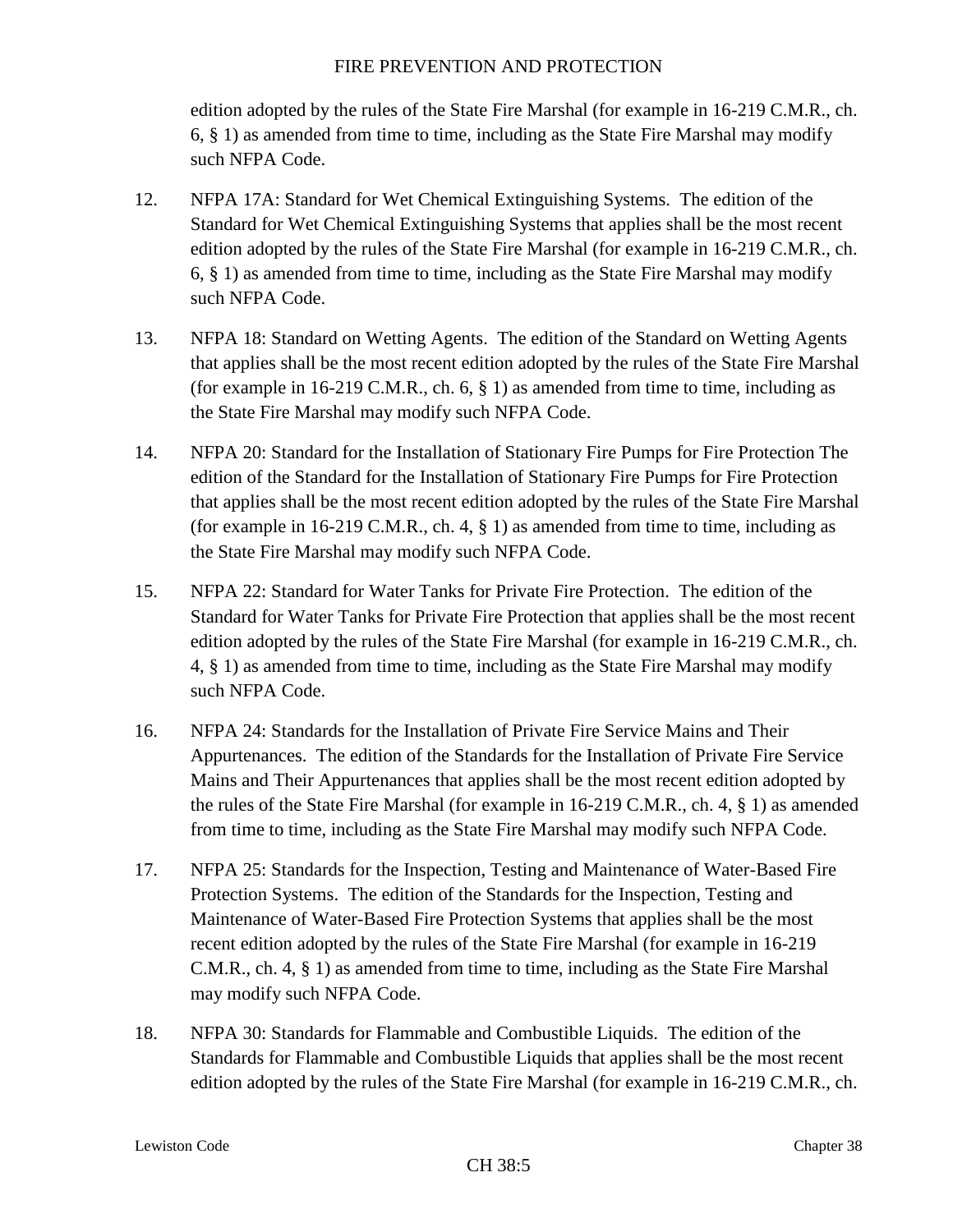edition adopted by the rules of the State Fire Marshal (for example in 16-219 C.M.R., ch. 6, § 1) as amended from time to time, including as the State Fire Marshal may modify such NFPA Code.

12. NFPA 17A: Standard for Wet Chemical Extinguishing Systems. The edition of the Standard for Wet Chemical Extinguishing Systems that applies shall be the most recent edition adopted by the rules of the State Fire Marshal (for example in 16-219 C.M.R., ch. 6, § 1) as amended from time to time, including as the State Fire Marshal may modify such NFPA Code.

13. NFPA 18: Standard on Wetting Agents. The edition of the Standard on Wetting Agents that applies shall be the most recent edition adopted by the rules of the State Fire Marshal (for example in 16-219 C.M.R., ch. 6, § 1) as amended from time to time, including as the State Fire Marshal may modify such NFPA Code.

14. NFPA 20: Standard for the Installation of Stationary Fire Pumps for Fire Protection The edition of the Standard for the Installation of Stationary Fire Pumps for Fire Protection that applies shall be the most recent edition adopted by the rules of the State Fire Marshal (for example in 16-219 C.M.R., ch. 4, § 1) as amended from time to time, including as the State Fire Marshal may modify such NFPA Code.

15. NFPA 22: Standard for Water Tanks for Private Fire Protection. The edition of the Standard for Water Tanks for Private Fire Protection that applies shall be the most recent edition adopted by the rules of the State Fire Marshal (for example in 16-219 C.M.R., ch. 4, § 1) as amended from time to time, including as the State Fire Marshal may modify such NFPA Code.

16. NFPA 24: Standards for the Installation of Private Fire Service Mains and Their Appurtenances. The edition of the Standards for the Installation of Private Fire Service Mains and Their Appurtenances that applies shall be the most recent edition adopted by the rules of the State Fire Marshal (for example in 16-219 C.M.R., ch. 4, § 1) as amended from time to time, including as the State Fire Marshal may modify such NFPA Code.

17. NFPA 25: Standards for the Inspection, Testing and Maintenance of Water-Based Fire Protection Systems. The edition of the Standards for the Inspection, Testing and Maintenance of Water-Based Fire Protection Systems that applies shall be the most recent edition adopted by the rules of the State Fire Marshal (for example in 16-219 C.M.R., ch. 4, § 1) as amended from time to time, including as the State Fire Marshal may modify such NFPA Code.

18. NFPA 30: Standards for Flammable and Combustible Liquids. The edition of the Standards for Flammable and Combustible Liquids that applies shall be the most recent edition adopted by the rules of the State Fire Marshal (for example in 16-219 C.M.R., ch.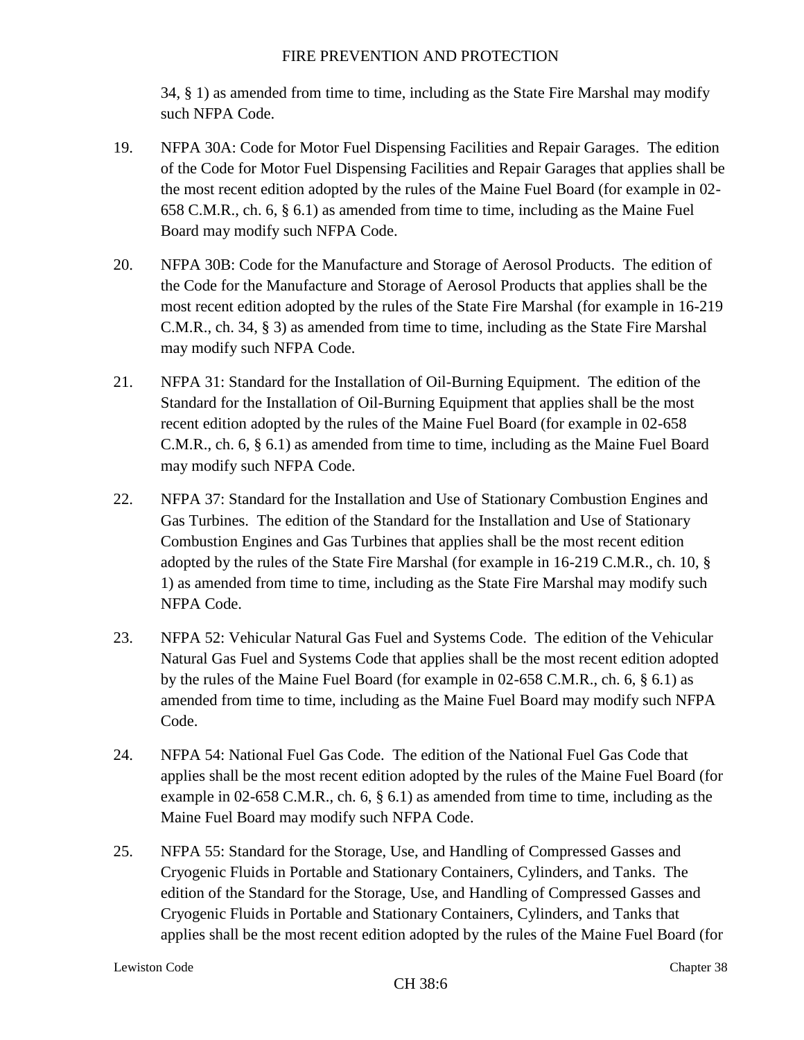34, § 1) as amended from time to time, including as the State Fire Marshal may modify such NFPA Code.

19. NFPA 30A: Code for Motor Fuel Dispensing Facilities and Repair Garages. The edition of the Code for Motor Fuel Dispensing Facilities and Repair Garages that applies shall be the most recent edition adopted by the rules of the Maine Fuel Board (for example in 02-658 C.M.R., ch. 6, § 6.1) as amended from time to time, including as the Maine Fuel Board may modify such NFPA Code.

20. NFPA 30B: Code for the Manufacture and Storage of Aerosol Products. The edition of the Code for the Manufacture and Storage of Aerosol Products that applies shall be the most recent edition adopted by the rules of the State Fire Marshal (for example in 16-219 C.M.R., ch. 34, § 3) as amended from time to time, including as the State Fire Marshal may modify such NFPA Code.

21. NFPA 31: Standard for the Installation of Oil-Burning Equipment. The edition of the Standard for the Installation of Oil-Burning Equipment that applies shall be the most recent edition adopted by the rules of the Maine Fuel Board (for example in 02-658 C.M.R., ch. 6, § 6.1) as amended from time to time, including as the Maine Fuel Board may modify such NFPA Code.

22. NFPA 37: Standard for the Installation and Use of Stationary Combustion Engines and Gas Turbines. The edition of the Standard for the Installation and Use of Stationary Combustion Engines and Gas Turbines that applies shall be the most recent edition adopted by the rules of the State Fire Marshal (for example in 16-219 C.M.R., ch. 10, § 1) as amended from time to time, including as the State Fire Marshal may modify such NFPA Code.

23. NFPA 52: Vehicular Natural Gas Fuel and Systems Code. The edition of the Vehicular Natural Gas Fuel and Systems Code that applies shall be the most recent edition adopted by the rules of the Maine Fuel Board (for example in 02-658 C.M.R., ch. 6, § 6.1) as amended from time to time, including as the Maine Fuel Board may modify such NFPA Code.

24. NFPA 54: National Fuel Gas Code. The edition of the National Fuel Gas Code that applies shall be the most recent edition adopted by the rules of the Maine Fuel Board (for example in 02-658 C.M.R., ch. 6, § 6.1) as amended from time to time, including as the Maine Fuel Board may modify such NFPA Code.

25. NFPA 55: Standard for the Storage, Use, and Handling of Compressed Gasses and Cryogenic Fluids in Portable and Stationary Containers, Cylinders, and Tanks. The edition of the Standard for the Storage, Use, and Handling of Compressed Gasses and Cryogenic Fluids in Portable and Stationary Containers, Cylinders, and Tanks that applies shall be the most recent edition adopted by the rules of the Maine Fuel Board (for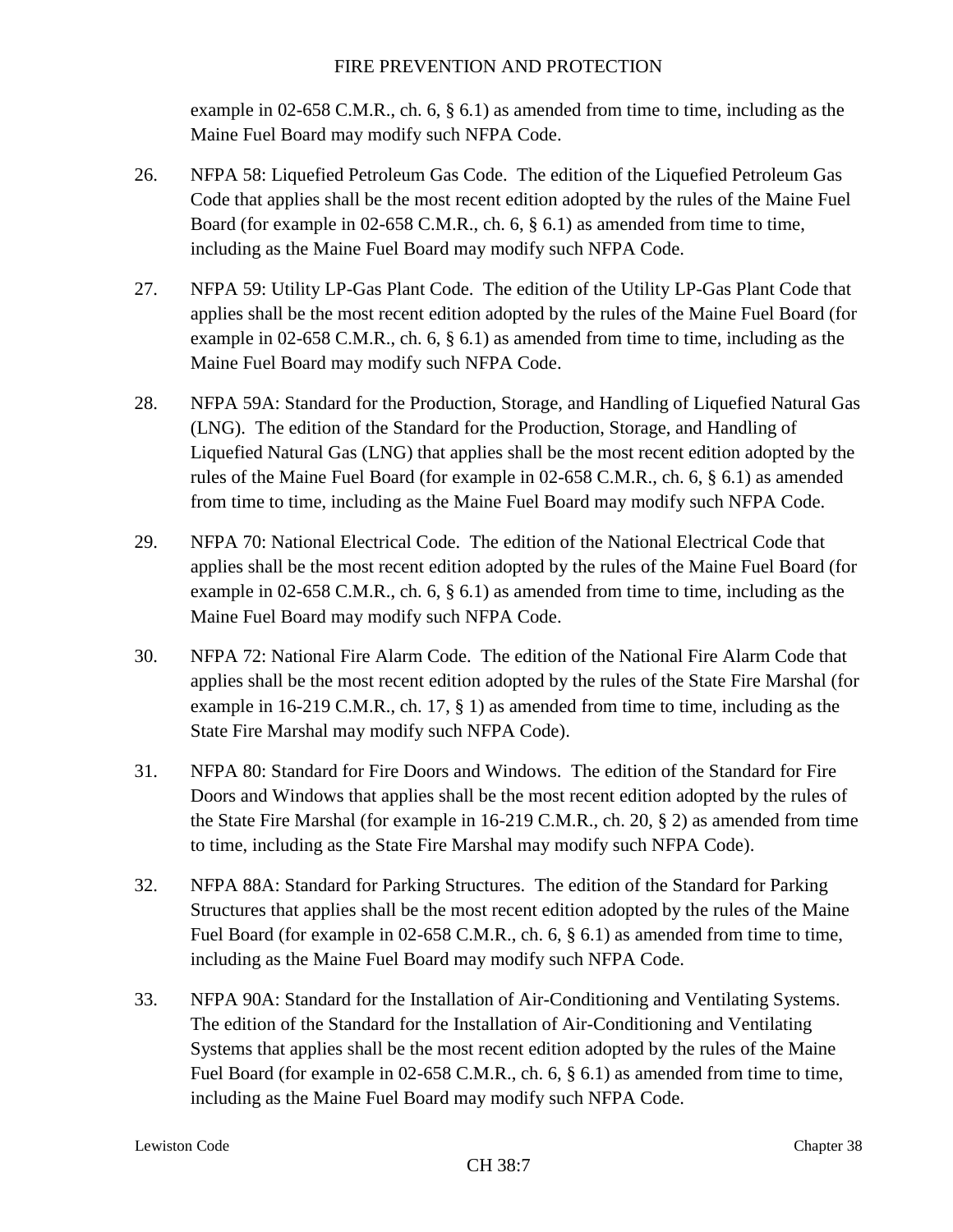example in 02-658 C.M.R., ch. 6, § 6.1) as amended from time to time, including as the Maine Fuel Board may modify such NFPA Code.

26. NFPA 58: Liquefied Petroleum Gas Code. The edition of the Liquefied Petroleum Gas Code that applies shall be the most recent edition adopted by the rules of the Maine Fuel Board (for example in 02-658 C.M.R., ch. 6, § 6.1) as amended from time to time, including as the Maine Fuel Board may modify such NFPA Code.

27. NFPA 59: Utility LP-Gas Plant Code. The edition of the Utility LP-Gas Plant Code that applies shall be the most recent edition adopted by the rules of the Maine Fuel Board (for example in 02-658 C.M.R., ch. 6, § 6.1) as amended from time to time, including as the Maine Fuel Board may modify such NFPA Code.

28. NFPA 59A: Standard for the Production, Storage, and Handling of Liquefied Natural Gas (LNG). The edition of the Standard for the Production, Storage, and Handling of Liquefied Natural Gas (LNG) that applies shall be the most recent edition adopted by the rules of the Maine Fuel Board (for example in 02-658 C.M.R., ch. 6, § 6.1) as amended from time to time, including as the Maine Fuel Board may modify such NFPA Code.

29. NFPA 70: National Electrical Code. The edition of the National Electrical Code that applies shall be the most recent edition adopted by the rules of the Maine Fuel Board (for example in 02-658 C.M.R., ch. 6, § 6.1) as amended from time to time, including as the Maine Fuel Board may modify such NFPA Code.

30. NFPA 72: National Fire Alarm Code. The edition of the National Fire Alarm Code that applies shall be the most recent edition adopted by the rules of the State Fire Marshal (for example in 16-219 C.M.R., ch. 17, § 1) as amended from time to time, including as the State Fire Marshal may modify such NFPA Code).

31. NFPA 80: Standard for Fire Doors and Windows. The edition of the Standard for Fire Doors and Windows that applies shall be the most recent edition adopted by the rules of the State Fire Marshal (for example in 16-219 C.M.R., ch. 20, § 2) as amended from time to time, including as the State Fire Marshal may modify such NFPA Code).

32. NFPA 88A: Standard for Parking Structures. The edition of the Standard for Parking Structures that applies shall be the most recent edition adopted by the rules of the Maine Fuel Board (for example in 02-658 C.M.R., ch. 6, § 6.1) as amended from time to time, including as the Maine Fuel Board may modify such NFPA Code.

33. NFPA 90A: Standard for the Installation of Air-Conditioning and Ventilating Systems. The edition of the Standard for the Installation of Air-Conditioning and Ventilating Systems that applies shall be the most recent edition adopted by the rules of the Maine Fuel Board (for example in 02-658 C.M.R., ch. 6, § 6.1) as amended from time to time, including as the Maine Fuel Board may modify such NFPA Code.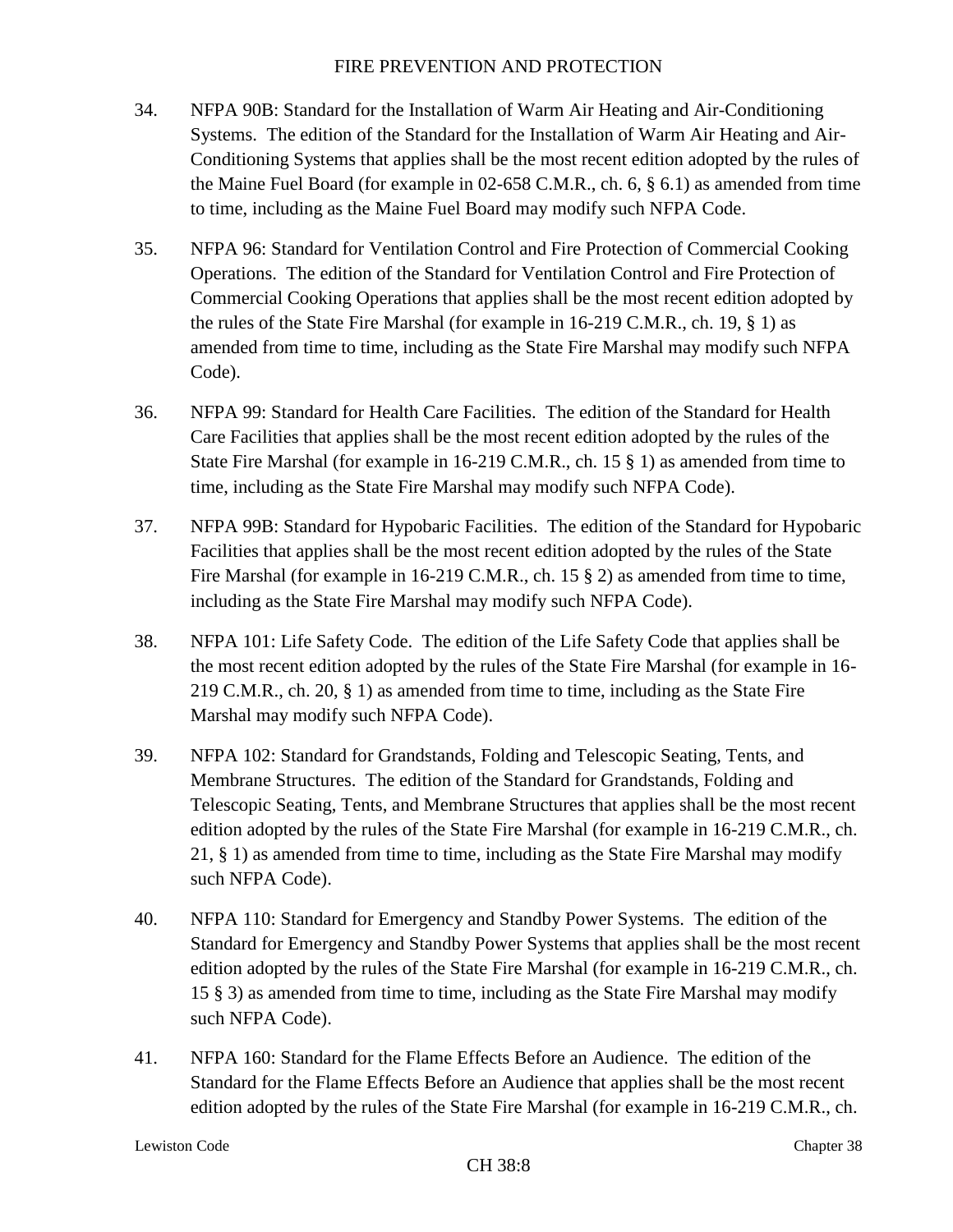34. NFPA 90B: Standard for the Installation of Warm Air Heating and Air-Conditioning Systems. The edition of the Standard for the Installation of Warm Air Heating and Air-Conditioning Systems that applies shall be the most recent edition adopted by the rules of the Maine Fuel Board (for example in 02-658 C.M.R., ch. 6, § 6.1) as amended from time to time, including as the Maine Fuel Board may modify such NFPA Code.

35. NFPA 96: Standard for Ventilation Control and Fire Protection of Commercial Cooking Operations. The edition of the Standard for Ventilation Control and Fire Protection of Commercial Cooking Operations that applies shall be the most recent edition adopted by the rules of the State Fire Marshal (for example in 16-219 C.M.R., ch. 19, § 1) as amended from time to time, including as the State Fire Marshal may modify such NFPA Code).

36. NFPA 99: Standard for Health Care Facilities. The edition of the Standard for Health Care Facilities that applies shall be the most recent edition adopted by the rules of the State Fire Marshal (for example in 16-219 C.M.R., ch. 15 § 1) as amended from time to time, including as the State Fire Marshal may modify such NFPA Code).

37. NFPA 99B: Standard for Hypobaric Facilities. The edition of the Standard for Hypobaric Facilities that applies shall be the most recent edition adopted by the rules of the State Fire Marshal (for example in 16-219 C.M.R., ch. 15 § 2) as amended from time to time, including as the State Fire Marshal may modify such NFPA Code).

38. NFPA 101: Life Safety Code. The edition of the Life Safety Code that applies shall be the most recent edition adopted by the rules of the State Fire Marshal (for example in 16-219 C.M.R., ch. 20, § 1) as amended from time to time, including as the State Fire Marshal may modify such NFPA Code).

39. NFPA 102: Standard for Grandstands, Folding and Telescopic Seating, Tents, and Membrane Structures. The edition of the Standard for Grandstands, Folding and Telescopic Seating, Tents, and Membrane Structures that applies shall be the most recent edition adopted by the rules of the State Fire Marshal (for example in 16-219 C.M.R., ch. 21, § 1) as amended from time to time, including as the State Fire Marshal may modify such NFPA Code).

40. NFPA 110: Standard for Emergency and Standby Power Systems. The edition of the Standard for Emergency and Standby Power Systems that applies shall be the most recent edition adopted by the rules of the State Fire Marshal (for example in 16-219 C.M.R., ch. 15 § 3) as amended from time to time, including as the State Fire Marshal may modify such NFPA Code).

41. NFPA 160: Standard for the Flame Effects Before an Audience. The edition of the Standard for the Flame Effects Before an Audience that applies shall be the most recent edition adopted by the rules of the State Fire Marshal (for example in 16-219 C.M.R., ch.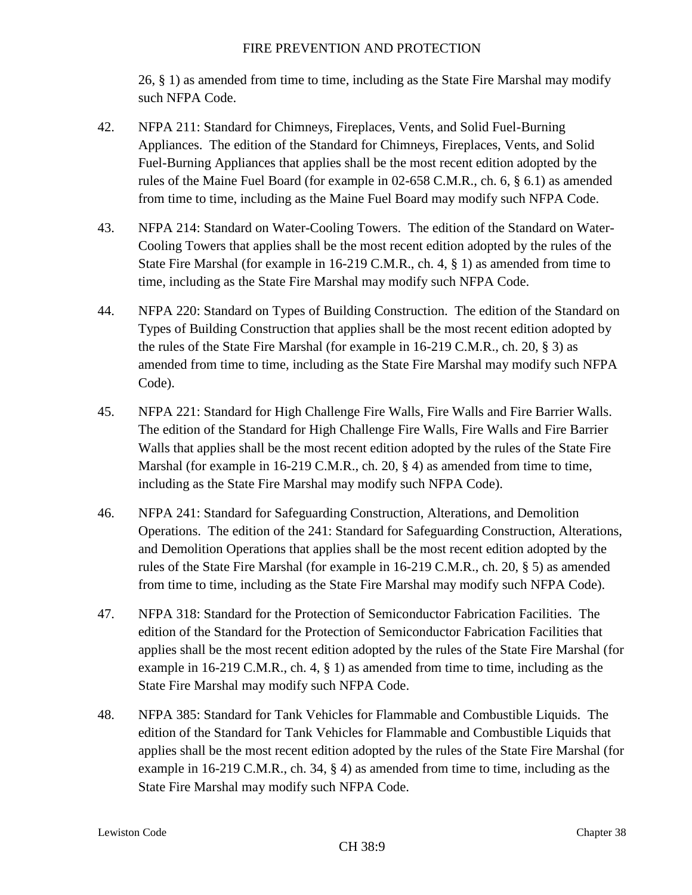26, § 1) as amended from time to time, including as the State Fire Marshal may modify such NFPA Code.

42. NFPA 211: Standard for Chimneys, Fireplaces, Vents, and Solid Fuel-Burning Appliances. The edition of the Standard for Chimneys, Fireplaces, Vents, and Solid Fuel-Burning Appliances that applies shall be the most recent edition adopted by the rules of the Maine Fuel Board (for example in 02-658 C.M.R., ch. 6, § 6.1) as amended from time to time, including as the Maine Fuel Board may modify such NFPA Code.

43. NFPA 214: Standard on Water-Cooling Towers. The edition of the Standard on Water-Cooling Towers that applies shall be the most recent edition adopted by the rules of the State Fire Marshal (for example in 16-219 C.M.R., ch. 4, § 1) as amended from time to time, including as the State Fire Marshal may modify such NFPA Code.

44. NFPA 220: Standard on Types of Building Construction. The edition of the Standard on Types of Building Construction that applies shall be the most recent edition adopted by the rules of the State Fire Marshal (for example in 16-219 C.M.R., ch. 20, § 3) as amended from time to time, including as the State Fire Marshal may modify such NFPA Code).

45. NFPA 221: Standard for High Challenge Fire Walls, Fire Walls and Fire Barrier Walls. The edition of the Standard for High Challenge Fire Walls, Fire Walls and Fire Barrier Walls that applies shall be the most recent edition adopted by the rules of the State Fire Marshal (for example in 16-219 C.M.R., ch. 20, § 4) as amended from time to time, including as the State Fire Marshal may modify such NFPA Code).

46. NFPA 241: Standard for Safeguarding Construction, Alterations, and Demolition Operations. The edition of the 241: Standard for Safeguarding Construction, Alterations, and Demolition Operations that applies shall be the most recent edition adopted by the rules of the State Fire Marshal (for example in 16-219 C.M.R., ch. 20, § 5) as amended from time to time, including as the State Fire Marshal may modify such NFPA Code).

47. NFPA 318: Standard for the Protection of Semiconductor Fabrication Facilities. The edition of the Standard for the Protection of Semiconductor Fabrication Facilities that applies shall be the most recent edition adopted by the rules of the State Fire Marshal (for example in 16-219 C.M.R., ch. 4, § 1) as amended from time to time, including as the State Fire Marshal may modify such NFPA Code.

48. NFPA 385: Standard for Tank Vehicles for Flammable and Combustible Liquids. The edition of the Standard for Tank Vehicles for Flammable and Combustible Liquids that applies shall be the most recent edition adopted by the rules of the State Fire Marshal (for example in 16-219 C.M.R., ch. 34, § 4) as amended from time to time, including as the State Fire Marshal may modify such NFPA Code.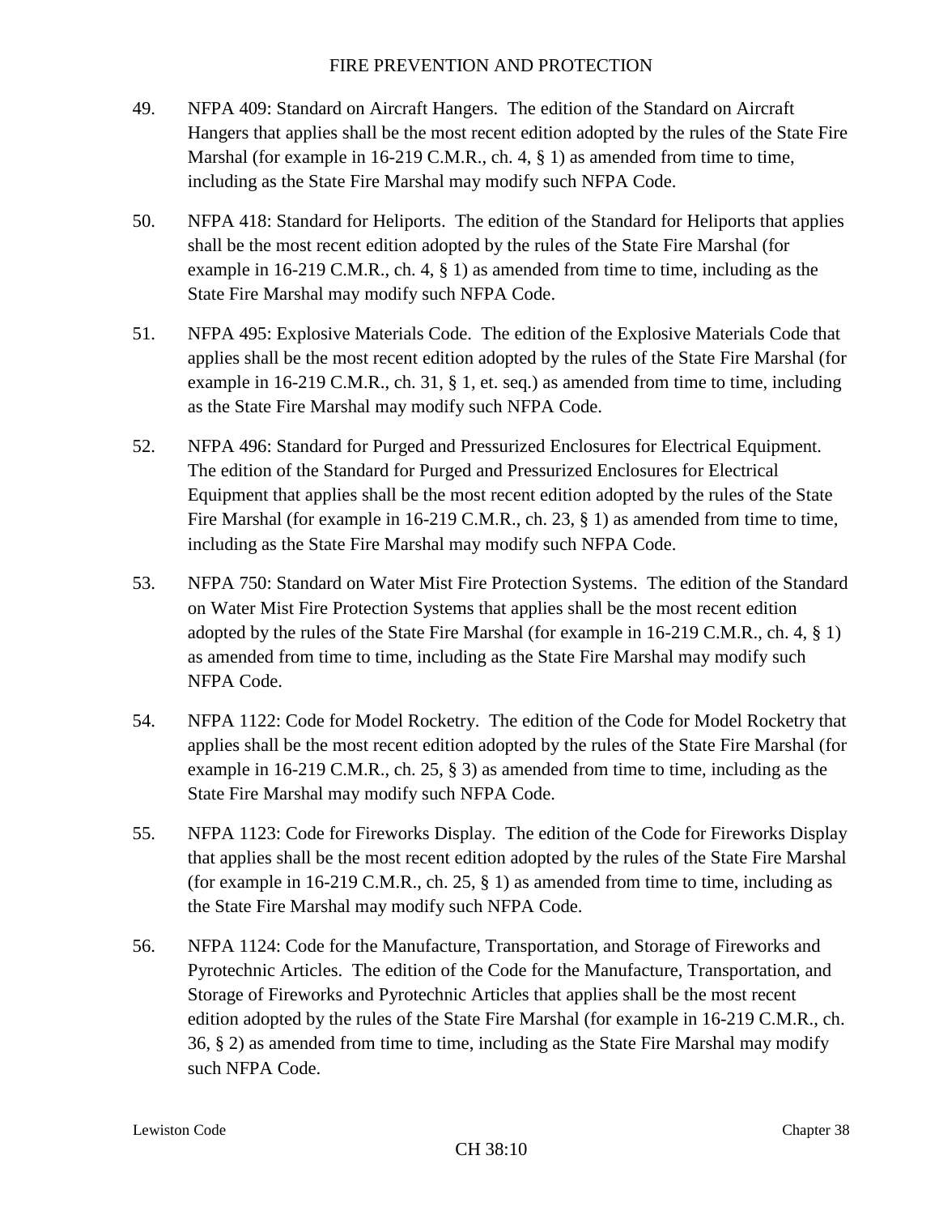49. NFPA 409: Standard on Aircraft Hangers. The edition of the Standard on Aircraft Hangers that applies shall be the most recent edition adopted by the rules of the State Fire Marshal (for example in 16-219 C.M.R., ch. 4, § 1) as amended from time to time, including as the State Fire Marshal may modify such NFPA Code.

50. NFPA 418: Standard for Heliports. The edition of the Standard for Heliports that applies shall be the most recent edition adopted by the rules of the State Fire Marshal (for example in 16-219 C.M.R., ch. 4, § 1) as amended from time to time, including as the State Fire Marshal may modify such NFPA Code.

51. NFPA 495: Explosive Materials Code. The edition of the Explosive Materials Code that applies shall be the most recent edition adopted by the rules of the State Fire Marshal (for example in 16-219 C.M.R., ch. 31, § 1, et. seq.) as amended from time to time, including as the State Fire Marshal may modify such NFPA Code.

52. NFPA 496: Standard for Purged and Pressurized Enclosures for Electrical Equipment. The edition of the Standard for Purged and Pressurized Enclosures for Electrical Equipment that applies shall be the most recent edition adopted by the rules of the State Fire Marshal (for example in 16-219 C.M.R., ch. 23, § 1) as amended from time to time, including as the State Fire Marshal may modify such NFPA Code.

53. NFPA 750: Standard on Water Mist Fire Protection Systems. The edition of the Standard on Water Mist Fire Protection Systems that applies shall be the most recent edition adopted by the rules of the State Fire Marshal (for example in 16-219 C.M.R., ch. 4, § 1) as amended from time to time, including as the State Fire Marshal may modify such NFPA Code.

54. NFPA 1122: Code for Model Rocketry. The edition of the Code for Model Rocketry that applies shall be the most recent edition adopted by the rules of the State Fire Marshal (for example in 16-219 C.M.R., ch. 25, § 3) as amended from time to time, including as the State Fire Marshal may modify such NFPA Code.

55. NFPA 1123: Code for Fireworks Display. The edition of the Code for Fireworks Display that applies shall be the most recent edition adopted by the rules of the State Fire Marshal (for example in 16-219 C.M.R., ch. 25, § 1) as amended from time to time, including as the State Fire Marshal may modify such NFPA Code.

56. NFPA 1124: Code for the Manufacture, Transportation, and Storage of Fireworks and Pyrotechnic Articles. The edition of the Code for the Manufacture, Transportation, and Storage of Fireworks and Pyrotechnic Articles that applies shall be the most recent edition adopted by the rules of the State Fire Marshal (for example in 16-219 C.M.R., ch. 36, § 2) as amended from time to time, including as the State Fire Marshal may modify such NFPA Code.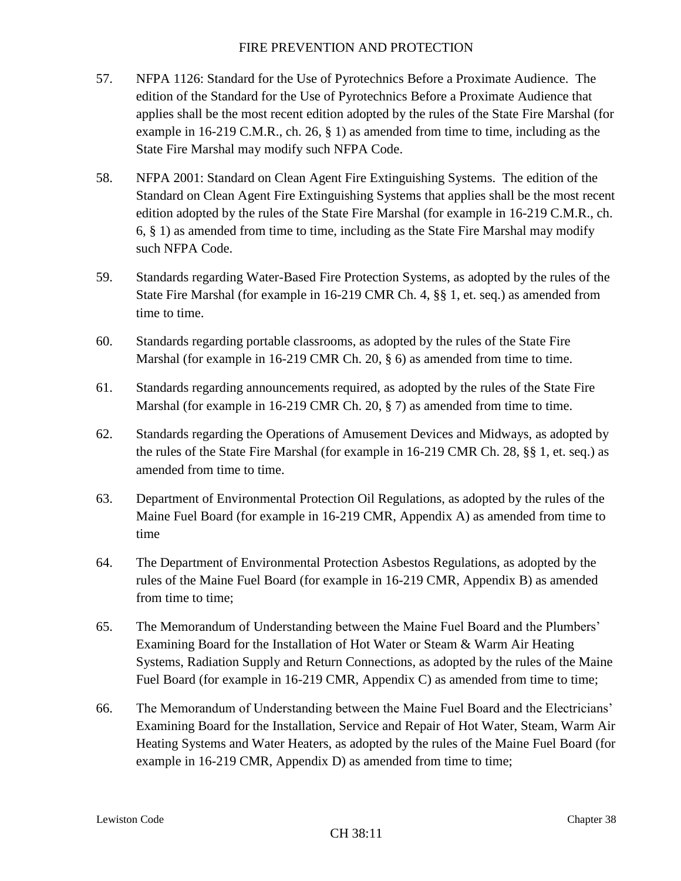57. NFPA 1126: Standard for the Use of Pyrotechnics Before a Proximate Audience. The edition of the Standard for the Use of Pyrotechnics Before a Proximate Audience that applies shall be the most recent edition adopted by the rules of the State Fire Marshal (for example in 16-219 C.M.R., ch. 26, § 1) as amended from time to time, including as the State Fire Marshal may modify such NFPA Code.

58. NFPA 2001: Standard on Clean Agent Fire Extinguishing Systems. The edition of the Standard on Clean Agent Fire Extinguishing Systems that applies shall be the most recent edition adopted by the rules of the State Fire Marshal (for example in 16-219 C.M.R., ch. 6, § 1) as amended from time to time, including as the State Fire Marshal may modify such NFPA Code.

59. Standards regarding Water-Based Fire Protection Systems, as adopted by the rules of the State Fire Marshal (for example in 16-219 CMR Ch. 4, §§ 1, et. seq.) as amended from time to time.

60. Standards regarding portable classrooms, as adopted by the rules of the State Fire Marshal (for example in 16-219 CMR Ch. 20, § 6) as amended from time to time.

61. Standards regarding announcements required, as adopted by the rules of the State Fire Marshal (for example in 16-219 CMR Ch. 20, § 7) as amended from time to time.

62. Standards regarding the Operations of Amusement Devices and Midways, as adopted by the rules of the State Fire Marshal (for example in 16-219 CMR Ch. 28, §§ 1, et. seq.) as amended from time to time.

63. Department of Environmental Protection Oil Regulations, as adopted by the rules of the Maine Fuel Board (for example in 16-219 CMR, Appendix A) as amended from time to time

64. The Department of Environmental Protection Asbestos Regulations, as adopted by the rules of the Maine Fuel Board (for example in 16-219 CMR, Appendix B) as amended from time to time;

65. The Memorandum of Understanding between the Maine Fuel Board and the Plumbers' Examining Board for the Installation of Hot Water or Steam & Warm Air Heating Systems, Radiation Supply and Return Connections, as adopted by the rules of the Maine Fuel Board (for example in 16-219 CMR, Appendix C) as amended from time to time;

66. The Memorandum of Understanding between the Maine Fuel Board and the Electricians' Examining Board for the Installation, Service and Repair of Hot Water, Steam, Warm Air Heating Systems and Water Heaters, as adopted by the rules of the Maine Fuel Board (for example in 16-219 CMR, Appendix D) as amended from time to time;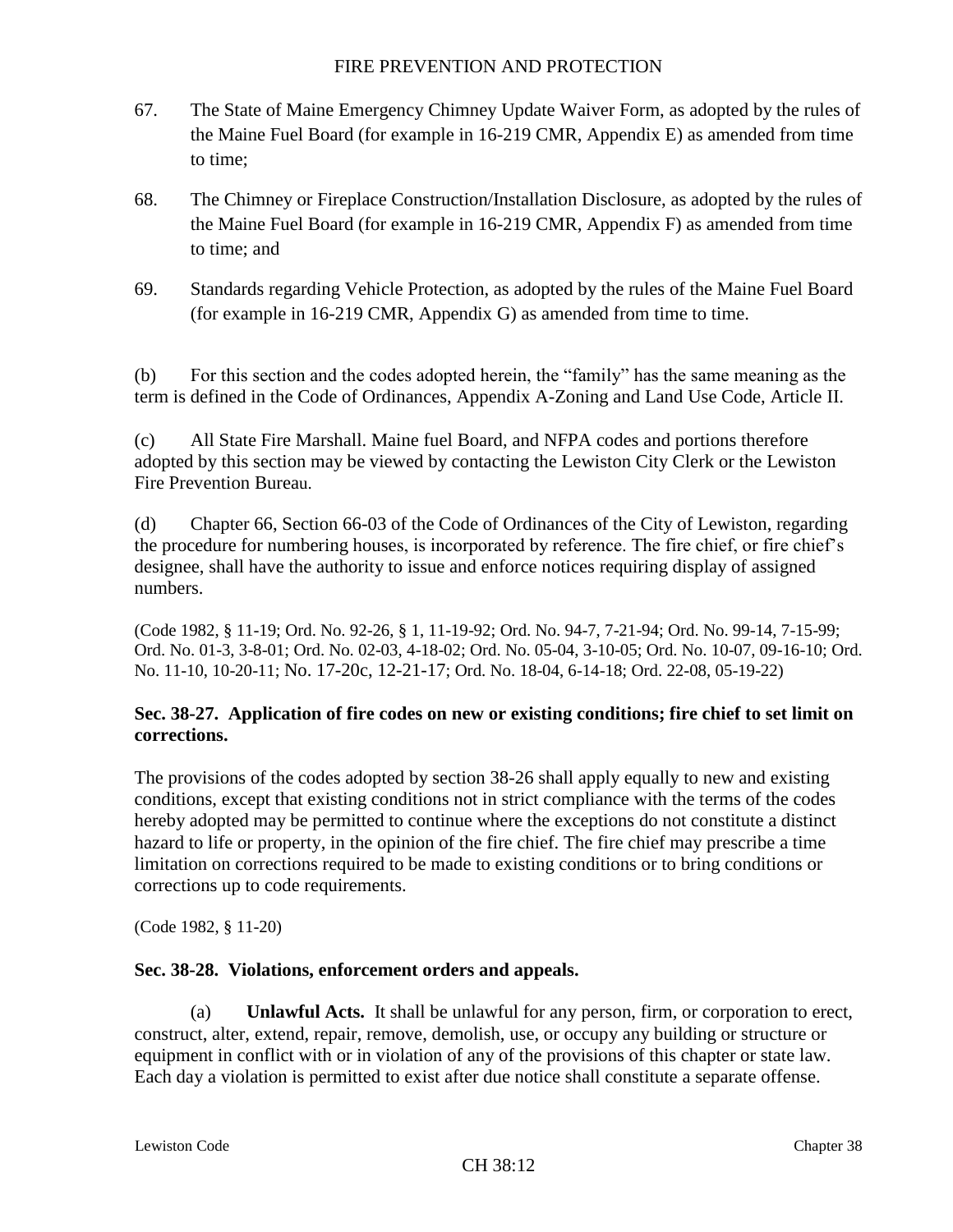67. The State of Maine Emergency Chimney Update Waiver Form, as adopted by the rules of the Maine Fuel Board (for example in 16-219 CMR, Appendix E) as amended from time to time;

68. The Chimney or Fireplace Construction/Installation Disclosure, as adopted by the rules of the Maine Fuel Board (for example in 16-219 CMR, Appendix F) as amended from time to time; and

69. Standards regarding Vehicle Protection, as adopted by the rules of the Maine Fuel Board (for example in 16-219 CMR, Appendix G) as amended from time to time.

(b) For this section and the codes adopted herein, the "family" has the same meaning as the term is defined in the Code of Ordinances, Appendix A-Zoning and Land Use Code, Article II.

(c) All State Fire Marshall. Maine fuel Board, and NFPA codes and portions therefore adopted by this section may be viewed by contacting the Lewiston City Clerk or the Lewiston Fire Prevention Bureau.

(d) Chapter 66, Section 66-03 of the Code of Ordinances of the City of Lewiston, regarding the procedure for numbering houses, is incorporated by reference. The fire chief, or fire chief's designee, shall have the authority to issue and enforce notices requiring display of assigned numbers.

(Code 1982, § 11-19; Ord. No. 92-26, § 1, 11-19-92; Ord. No. 94-7, 7-21-94; Ord. No. 99-14, 7-15-99; Ord. No. 01-3, 3-8-01; Ord. No. 02-03, 4-18-02; Ord. No. 05-04, 3-10-05; Ord. No. 10-07, 09-16-10; Ord. No. 11-10, 10-20-11; No. 17-20c, 12-21-17; Ord. No. 18-04, 6-14-18; Ord. 22-08, 05-19-22)

### Sec. 38-27. Application of fire codes on new or existing conditions; fire chief to set limit on corrections.

The provisions of the codes adopted by section 38-26 shall apply equally to new and existing conditions, except that existing conditions not in strict compliance with the terms of the codes hereby adopted may be permitted to continue where the exceptions do not constitute a distinct hazard to life or property, in the opinion of the fire chief. The fire chief may prescribe a time limitation on corrections required to be made to existing conditions or to bring conditions or corrections up to code requirements.

(Code 1982, § 11-20)

### Sec. 38-28. Violations, enforcement orders and appeals.

(a) **Unlawful Acts.** It shall be unlawful for any person, firm, or corporation to erect, construct, alter, extend, repair, remove, demolish, use, or occupy any building or structure or equipment in conflict with or in violation of any of the provisions of this chapter or state law. Each day a violation is permitted to exist after due notice shall constitute a separate offense.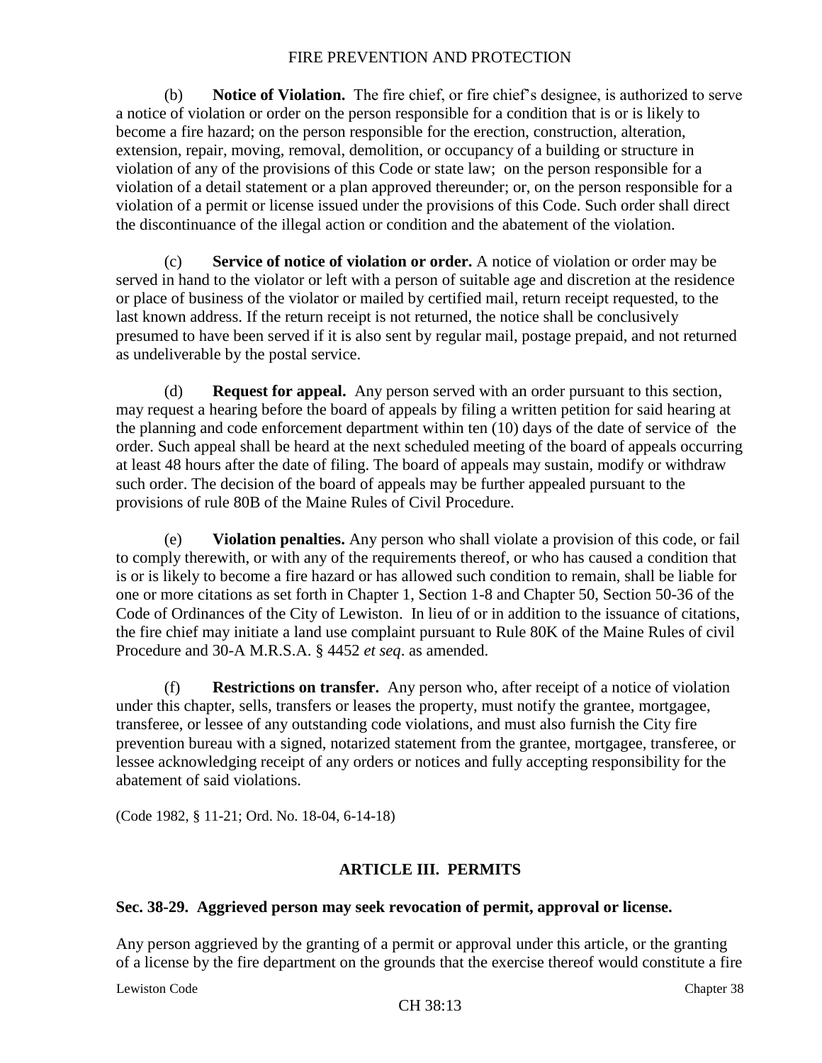(b) **Notice of Violation.** The fire chief, or fire chief's designee, is authorized to serve a notice of violation or order on the person responsible for a condition that is or is likely to become a fire hazard; on the person responsible for the erection, construction, alteration, extension, repair, moving, removal, demolition, or occupancy of a building or structure in violation of any of the provisions of this Code or state law; on the person responsible for a violation of a detail statement or a plan approved thereunder; or, on the person responsible for a violation of a permit or license issued under the provisions of this Code. Such order shall direct the discontinuance of the illegal action or condition and the abatement of the violation.

(c) **Service of notice of violation or order.** A notice of violation or order may be served in hand to the violator or left with a person of suitable age and discretion at the residence or place of business of the violator or mailed by certified mail, return receipt requested, to the last known address. If the return receipt is not returned, the notice shall be conclusively presumed to have been served if it is also sent by regular mail, postage prepaid, and not returned as undeliverable by the postal service.

(d) **Request for appeal.** Any person served with an order pursuant to this section, may request a hearing before the board of appeals by filing a written petition for said hearing at the planning and code enforcement department within ten (10) days of the date of service of the order. Such appeal shall be heard at the next scheduled meeting of the board of appeals occurring at least 48 hours after the date of filing. The board of appeals may sustain, modify or withdraw such order. The decision of the board of appeals may be further appealed pursuant to the provisions of rule 80B of the Maine Rules of Civil Procedure.

(e) **Violation penalties.** Any person who shall violate a provision of this code, or fail to comply therewith, or with any of the requirements thereof, or who has caused a condition that is or is likely to become a fire hazard or has allowed such condition to remain, shall be liable for one or more citations as set forth in Chapter 1, Section 1-8 and Chapter 50, Section 50-36 of the Code of Ordinances of the City of Lewiston. In lieu of or in addition to the issuance of citations, the fire chief may initiate a land use complaint pursuant to Rule 80K of the Maine Rules of civil Procedure and 30-A M.R.S.A. § 4452 *et seq*. as amended.

(f) **Restrictions on transfer.** Any person who, after receipt of a notice of violation under this chapter, sells, transfers or leases the property, must notify the grantee, mortgagee, transferee, or lessee of any outstanding code violations, and must also furnish the City fire prevention bureau with a signed, notarized statement from the grantee, mortgagee, transferee, or lessee acknowledging receipt of any orders or notices and fully accepting responsibility for the abatement of said violations.

(Code 1982, § 11-21; Ord. No. 18-04, 6-14-18)

## ARTICLE III. PERMITS

### Sec. 38-29. Aggrieved person may seek revocation of permit, approval or license.

Any person aggrieved by the granting of a permit or approval under this article, or the granting of a license by the fire department on the grounds that the exercise thereof would constitute a fire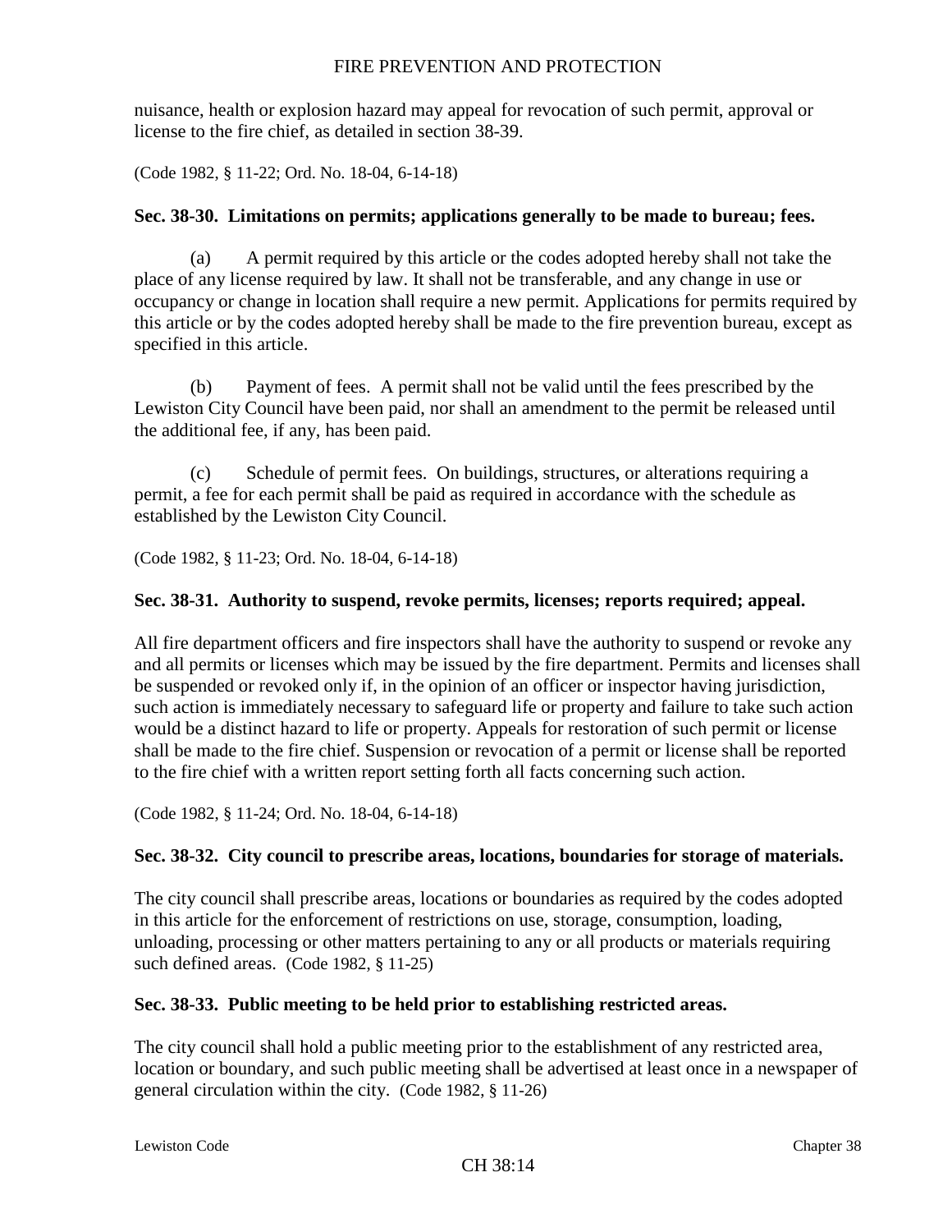nuisance, health or explosion hazard may appeal for revocation of such permit, approval or license to the fire chief, as detailed in section 38-39.

(Code 1982, § 11-22; Ord. No. 18-04, 6-14-18)

### Sec. 38-30. Limitations on permits; applications generally to be made to bureau; fees.

(a) A permit required by this article or the codes adopted hereby shall not take the place of any license required by law. It shall not be transferable, and any change in use or occupancy or change in location shall require a new permit. Applications for permits required by this article or by the codes adopted hereby shall be made to the fire prevention bureau, except as specified in this article.

(b) Payment of fees. A permit shall not be valid until the fees prescribed by the Lewiston City Council have been paid, nor shall an amendment to the permit be released until the additional fee, if any, has been paid.

(c) Schedule of permit fees. On buildings, structures, or alterations requiring a permit, a fee for each permit shall be paid as required in accordance with the schedule as established by the Lewiston City Council.

(Code 1982, § 11-23; Ord. No. 18-04, 6-14-18)

### Sec. 38-31. Authority to suspend, revoke permits, licenses; reports required; appeal.

All fire department officers and fire inspectors shall have the authority to suspend or revoke any and all permits or licenses which may be issued by the fire department. Permits and licenses shall be suspended or revoked only if, in the opinion of an officer or inspector having jurisdiction, such action is immediately necessary to safeguard life or property and failure to take such action would be a distinct hazard to life or property. Appeals for restoration of such permit or license shall be made to the fire chief. Suspension or revocation of a permit or license shall be reported to the fire chief with a written report setting forth all facts concerning such action.

(Code 1982, § 11-24; Ord. No. 18-04, 6-14-18)

### Sec. 38-32. City council to prescribe areas, locations, boundaries for storage of materials.

The city council shall prescribe areas, locations or boundaries as required by the codes adopted in this article for the enforcement of restrictions on use, storage, consumption, loading, unloading, processing or other matters pertaining to any or all products or materials requiring such defined areas. (Code 1982, § 11-25)

### Sec. 38-33. Public meeting to be held prior to establishing restricted areas.

The city council shall hold a public meeting prior to the establishment of any restricted area, location or boundary, and such public meeting shall be advertised at least once in a newspaper of general circulation within the city. (Code 1982, § 11-26)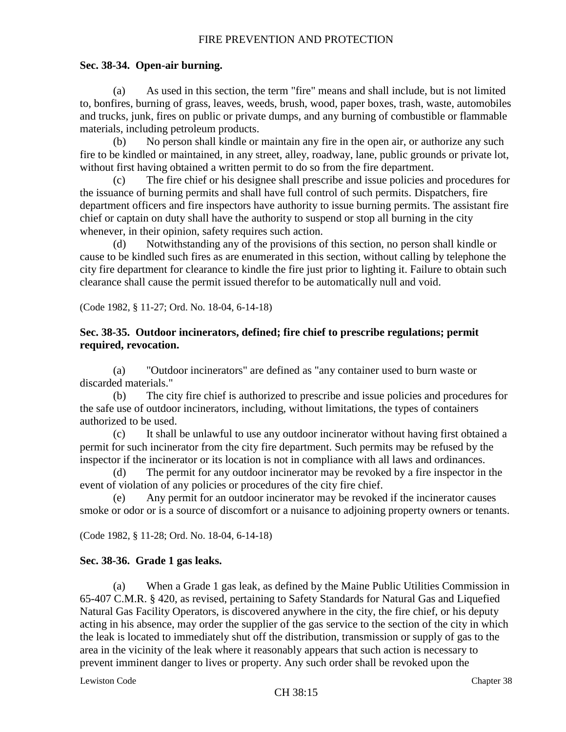### Sec. 38-34. Open-air burning.

(a) As used in this section, the term "fire" means and shall include, but is not limited to, bonfires, burning of grass, leaves, weeds, brush, wood, paper boxes, trash, waste, automobiles and trucks, junk, fires on public or private dumps, and any burning of combustible or flammable materials, including petroleum products.

(b) No person shall kindle or maintain any fire in the open air, or authorize any such fire to be kindled or maintained, in any street, alley, roadway, lane, public grounds or private lot, without first having obtained a written permit to do so from the fire department.

(c) The fire chief or his designee shall prescribe and issue policies and procedures for the issuance of burning permits and shall have full control of such permits. Dispatchers, fire department officers and fire inspectors have authority to issue burning permits. The assistant fire chief or captain on duty shall have the authority to suspend or stop all burning in the city whenever, in their opinion, safety requires such action.

(d) Notwithstanding any of the provisions of this section, no person shall kindle or cause to be kindled such fires as are enumerated in this section, without calling by telephone the city fire department for clearance to kindle the fire just prior to lighting it. Failure to obtain such clearance shall cause the permit issued therefor to be automatically null and void.

(Code 1982, § 11-27; Ord. No. 18-04, 6-14-18)

### Sec. 38-35. Outdoor incinerators, defined; fire chief to prescribe regulations; permit required, revocation.

(a) "Outdoor incinerators" are defined as "any container used to burn waste or discarded materials."

(b) The city fire chief is authorized to prescribe and issue policies and procedures for the safe use of outdoor incinerators, including, without limitations, the types of containers authorized to be used.

(c) It shall be unlawful to use any outdoor incinerator without having first obtained a permit for such incinerator from the city fire department. Such permits may be refused by the inspector if the incinerator or its location is not in compliance with all laws and ordinances.

(d) The permit for any outdoor incinerator may be revoked by a fire inspector in the event of violation of any policies or procedures of the city fire chief.

(e) Any permit for an outdoor incinerator may be revoked if the incinerator causes smoke or odor or is a source of discomfort or a nuisance to adjoining property owners or tenants.

(Code 1982, § 11-28; Ord. No. 18-04, 6-14-18)

### Sec. 38-36. Grade 1 gas leaks.

(a) When a Grade 1 gas leak, as defined by the Maine Public Utilities Commission in 65-407 C.M.R. § 420, as revised, pertaining to Safety Standards for Natural Gas and Liquefied Natural Gas Facility Operators, is discovered anywhere in the city, the fire chief, or his deputy acting in his absence, may order the supplier of the gas service to the section of the city in which the leak is located to immediately shut off the distribution, transmission or supply of gas to the area in the vicinity of the leak where it reasonably appears that such action is necessary to prevent imminent danger to lives or property. Any such order shall be revoked upon the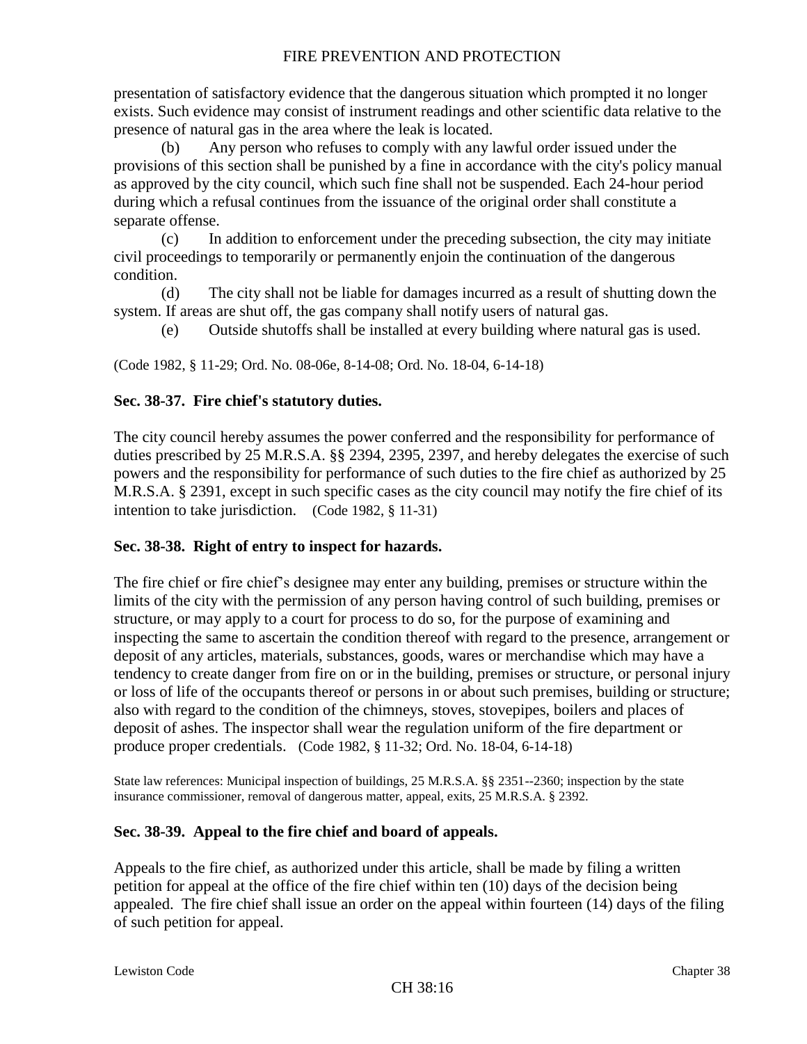presentation of satisfactory evidence that the dangerous situation which prompted it no longer exists. Such evidence may consist of instrument readings and other scientific data relative to the presence of natural gas in the area where the leak is located.

(b) Any person who refuses to comply with any lawful order issued under the provisions of this section shall be punished by a fine in accordance with the city's policy manual as approved by the city council, which such fine shall not be suspended. Each 24-hour period during which a refusal continues from the issuance of the original order shall constitute a separate offense.

(c) In addition to enforcement under the preceding subsection, the city may initiate civil proceedings to temporarily or permanently enjoin the continuation of the dangerous condition.

(d) The city shall not be liable for damages incurred as a result of shutting down the system. If areas are shut off, the gas company shall notify users of natural gas.

(e) Outside shutoffs shall be installed at every building where natural gas is used.

(Code 1982, § 11-29; Ord. No. 08-06e, 8-14-08; Ord. No. 18-04, 6-14-18)

### Sec. 38-37. Fire chief's statutory duties.

The city council hereby assumes the power conferred and the responsibility for performance of duties prescribed by 25 M.R.S.A. §§ 2394, 2395, 2397, and hereby delegates the exercise of such powers and the responsibility for performance of such duties to the fire chief as authorized by 25 M.R.S.A. § 2391, except in such specific cases as the city council may notify the fire chief of its intention to take jurisdiction. (Code 1982, § 11-31)

### Sec. 38-38. Right of entry to inspect for hazards.

The fire chief or fire chief's designee may enter any building, premises or structure within the limits of the city with the permission of any person having control of such building, premises or structure, or may apply to a court for process to do so, for the purpose of examining and inspecting the same to ascertain the condition thereof with regard to the presence, arrangement or deposit of any articles, materials, substances, goods, wares or merchandise which may have a tendency to create danger from fire on or in the building, premises or structure, or personal injury or loss of life of the occupants thereof or persons in or about such premises, building or structure; also with regard to the condition of the chimneys, stoves, stovepipes, boilers and places of deposit of ashes. The inspector shall wear the regulation uniform of the fire department or produce proper credentials. (Code 1982, § 11-32; Ord. No. 18-04, 6-14-18)

State law references: Municipal inspection of buildings, 25 M.R.S.A. §§ 2351--2360; inspection by the state insurance commissioner, removal of dangerous matter, appeal, exits, 25 M.R.S.A. § 2392.

### Sec. 38-39. Appeal to the fire chief and board of appeals.

Appeals to the fire chief, as authorized under this article, shall be made by filing a written petition for appeal at the office of the fire chief within ten (10) days of the decision being appealed. The fire chief shall issue an order on the appeal within fourteen (14) days of the filing of such petition for appeal.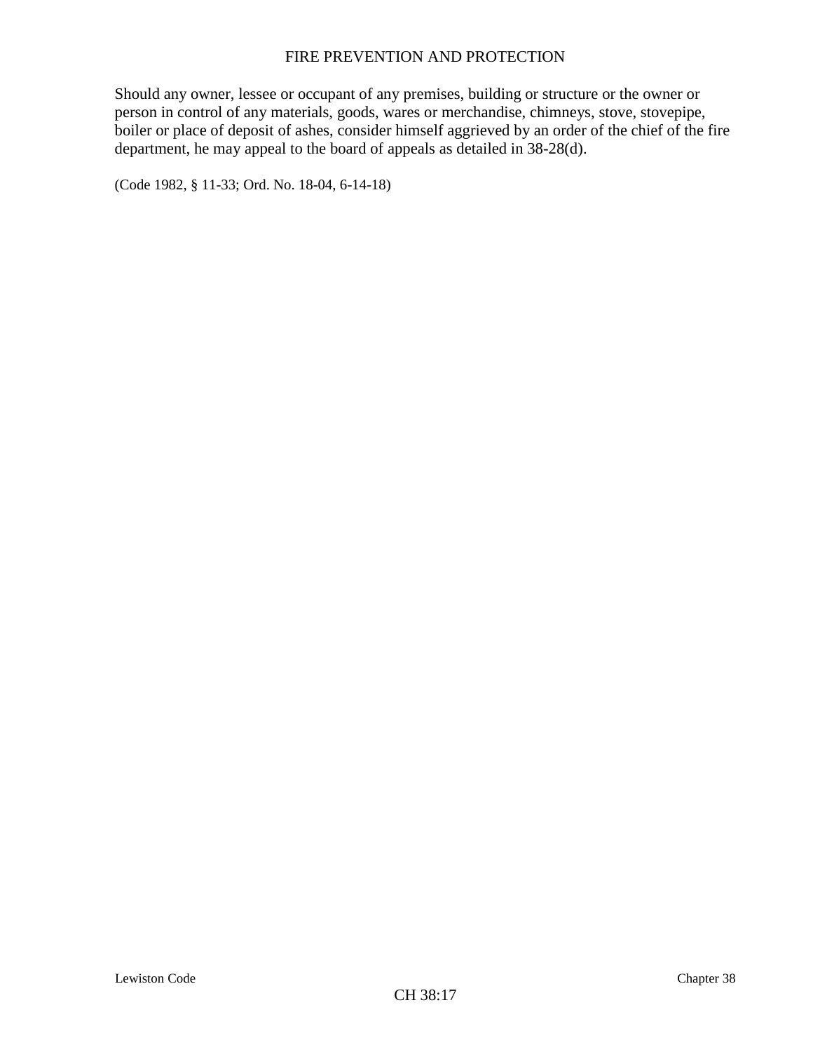Should any owner, lessee or occupant of any premises, building or structure or the owner or person in control of any materials, goods, wares or merchandise, chimneys, stove, stovepipe, boiler or place of deposit of ashes, consider himself aggrieved by an order of the chief of the fire department, he may appeal to the board of appeals as detailed in 38-28(d).

(Code 1982, § 11-33; Ord. No. 18-04, 6-14-18)